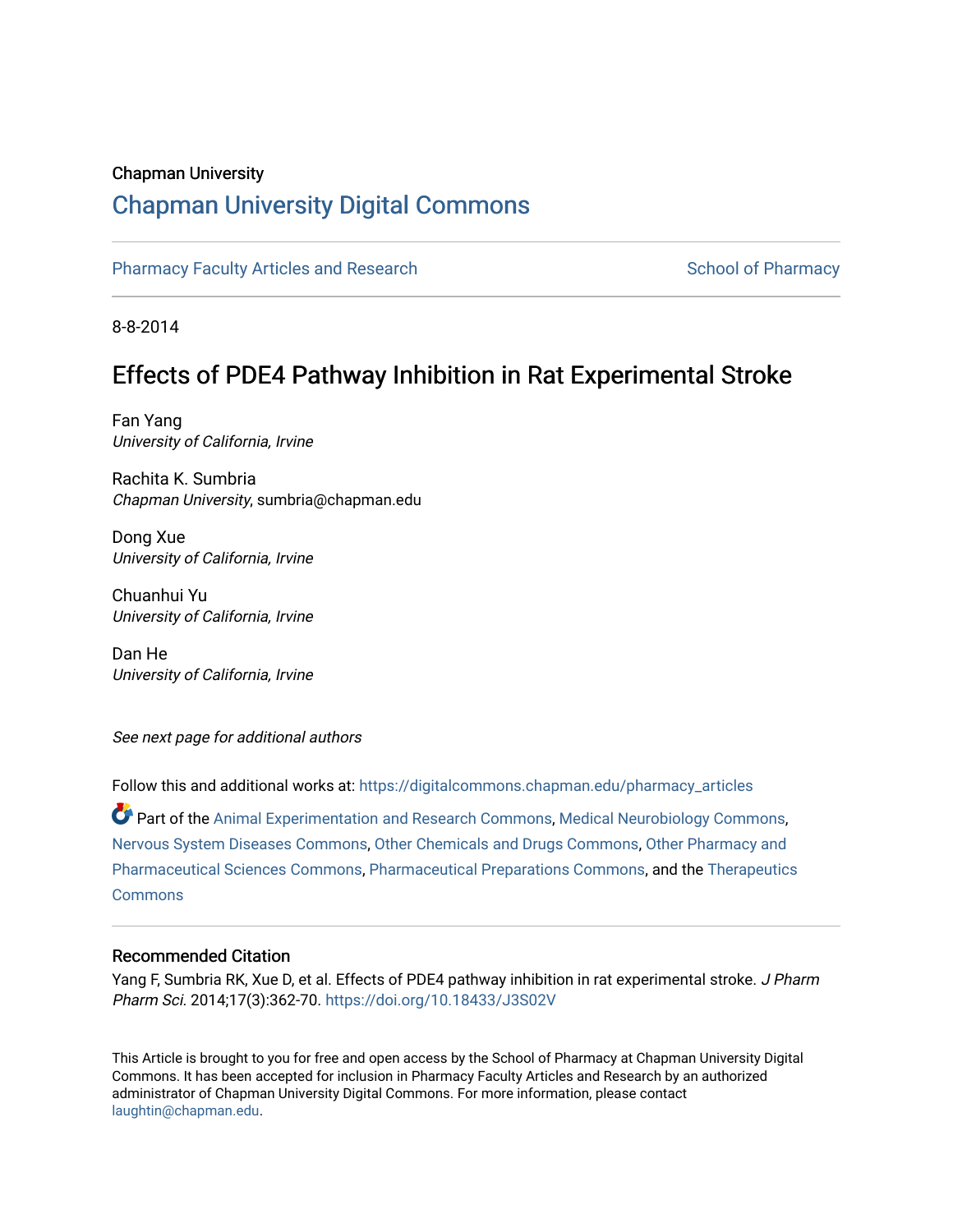Chapman University

# Chapman University Digital Commons

Pharmacy Faculty Articles and Research

School of Pharmacy

8-8-2014

## Effects of PDE4 Pathway Inhibition in Rat Experimental Stroke

Fan Yang
*University of California, Irvine*

Rachita K. Sumbria
*Chapman University*, sumbria@chapman.edu

Dong Xue
*University of California, Irvine*

Chuanhui Yu
*University of California, Irvine*

Dan He
*University of California, Irvine*

*See next page for additional authors*

Follow this and additional works at: https://digitalcommons.chapman.edu/pharmacy_articles

Part of the Animal Experimentation and Research Commons, Medical Neurobiology Commons, Nervous System Diseases Commons, Other Chemicals and Drugs Commons, Other Pharmacy and Pharmaceutical Sciences Commons, Pharmaceutical Preparations Commons, and the Therapeutics Commons

### Recommended Citation

Yang F, Sumbria RK, Xue D, et al. Effects of PDE4 pathway inhibition in rat experimental stroke. *J Pharm Pharm Sci.* 2014;17(3):362-70. https://doi.org/10.18433/J3S02V

This Article is brought to you for free and open access by the School of Pharmacy at Chapman University Digital Commons. It has been accepted for inclusion in Pharmacy Faculty Articles and Research by an authorized administrator of Chapman University Digital Commons. For more information, please contact laughtin@chapman.edu.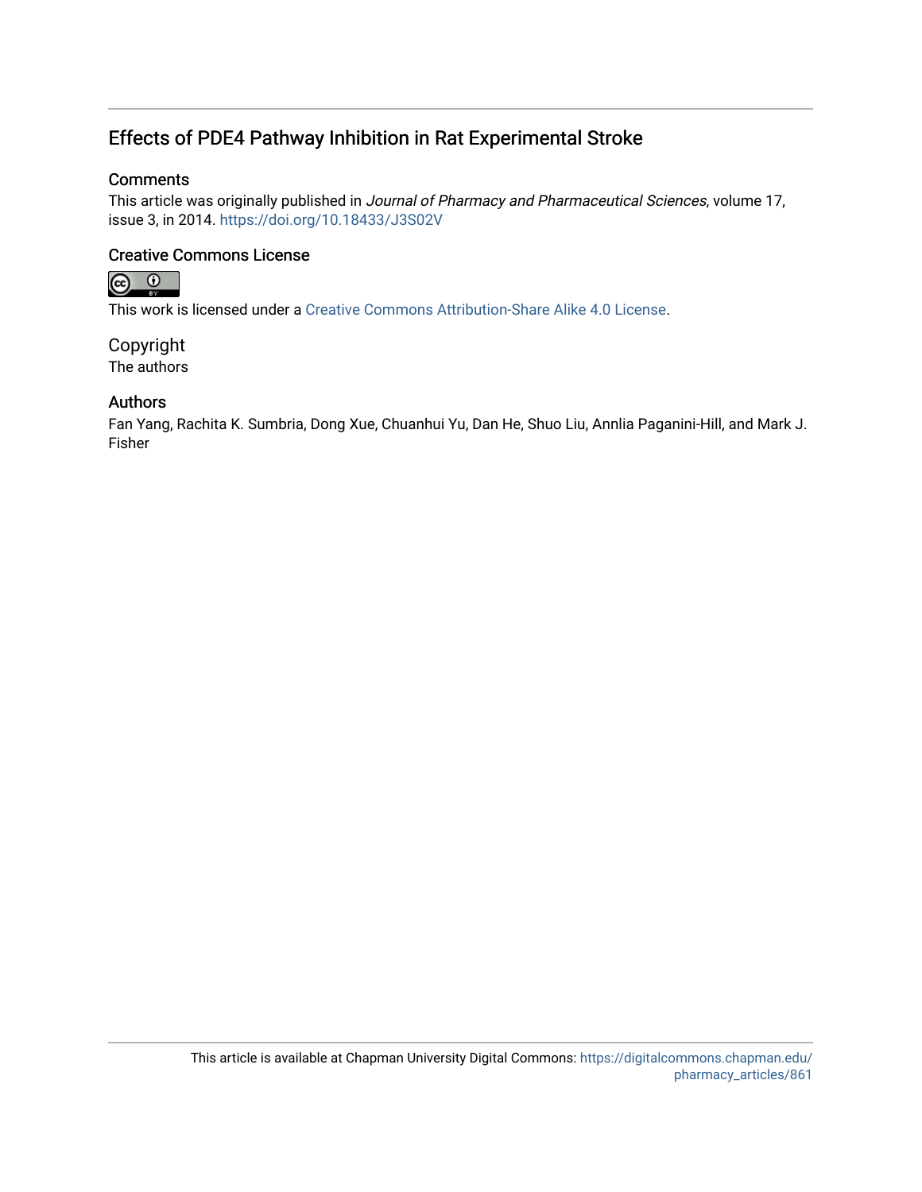# Effects of PDE4 Pathway Inhibition in Rat Experimental Stroke

## Comments

This article was originally published in *Journal of Pharmacy and Pharmaceutical Sciences*, volume 17, issue 3, in 2014. https://doi.org/10.18433/J3S02V

## Creative Commons License

This work is licensed under a Creative Commons Attribution-Share Alike 4.0 License.

## Copyright

The authors

## Authors

Fan Yang, Rachita K. Sumbria, Dong Xue, Chuanhui Yu, Dan He, Shuo Liu, Annlia Paganini-Hill, and Mark J. Fisher

This article is available at Chapman University Digital Commons: https://digitalcommons.chapman.edu/pharmacy_articles/861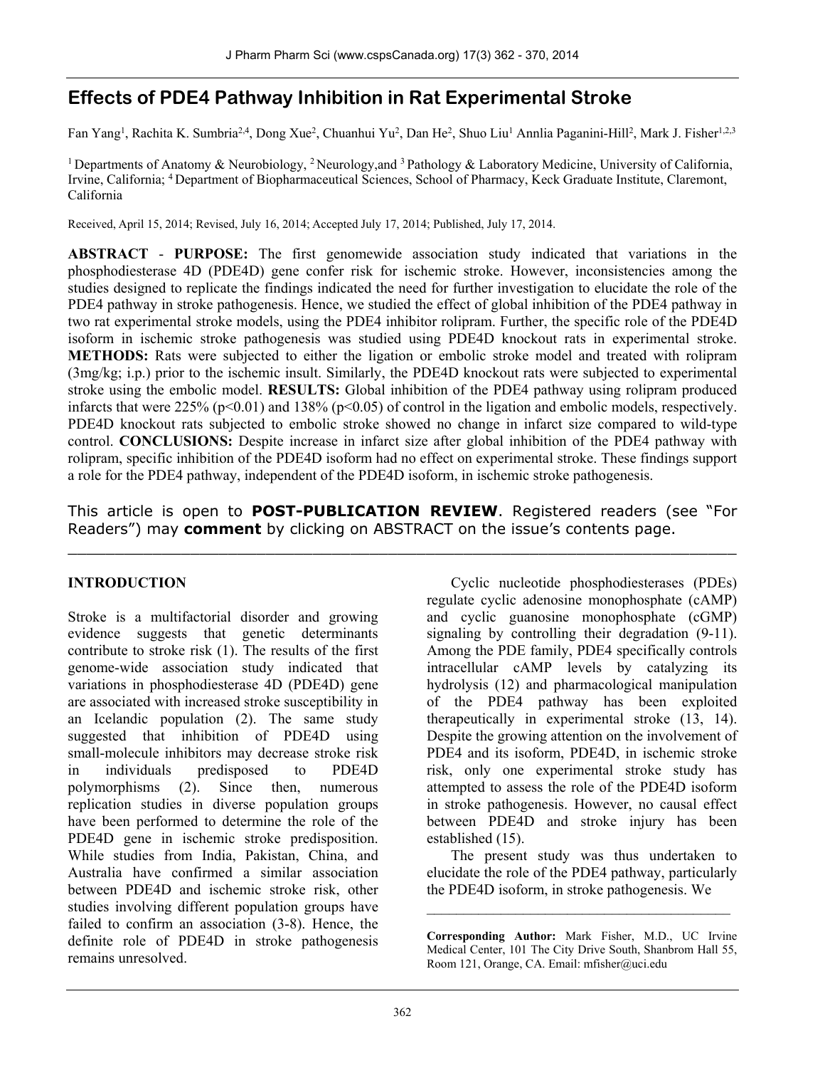# Effects of PDE4 Pathway Inhibition in Rat Experimental Stroke

Fan Yang[1], Rachita K. Sumbria[2,4], Dong Xue[2], Chuanhui Yu[2], Dan He[2], Shuo Liu[1] Annlia Paganini-Hill[2], Mark J. Fisher[1,2,3]

[1] Departments of Anatomy & Neurobiology, [2] Neurology,and [3] Pathology & Laboratory Medicine, University of California, Irvine, California; [4] Department of Biopharmaceutical Sciences, School of Pharmacy, Keck Graduate Institute, Claremont, California

Received, April 15, 2014; Revised, July 16, 2014; Accepted July 17, 2014; Published, July 17, 2014.

**ABSTRACT** - **PURPOSE:** The first genomewide association study indicated that variations in the phosphodiesterase 4D (PDE4D) gene confer risk for ischemic stroke. However, inconsistencies among the studies designed to replicate the findings indicated the need for further investigation to elucidate the role of the PDE4 pathway in stroke pathogenesis. Hence, we studied the effect of global inhibition of the PDE4 pathway in two rat experimental stroke models, using the PDE4 inhibitor rolipram. Further, the specific role of the PDE4D isoform in ischemic stroke pathogenesis was studied using PDE4D knockout rats in experimental stroke. **METHODS:** Rats were subjected to either the ligation or embolic stroke model and treated with rolipram (3mg/kg; i.p.) prior to the ischemic insult. Similarly, the PDE4D knockout rats were subjected to experimental stroke using the embolic model. **RESULTS:** Global inhibition of the PDE4 pathway using rolipram produced infarcts that were 225% ($p<0.01$) and 138% ($p<0.05$) of control in the ligation and embolic models, respectively. PDE4D knockout rats subjected to embolic stroke showed no change in infarct size compared to wild-type control. **CONCLUSIONS:** Despite increase in infarct size after global inhibition of the PDE4 pathway with rolipram, specific inhibition of the PDE4D isoform had no effect on experimental stroke. These findings support a role for the PDE4 pathway, independent of the PDE4D isoform, in ischemic stroke pathogenesis.

This article is open to **POST-PUBLICATION REVIEW**. Registered readers (see "For Readers") may **comment** by clicking on ABSTRACT on the issue's contents page.

## INTRODUCTION

Stroke is a multifactorial disorder and growing evidence suggests that genetic determinants contribute to stroke risk (1). The results of the first genome-wide association study indicated that variations in phosphodiesterase 4D (PDE4D) gene are associated with increased stroke susceptibility in an Icelandic population (2). The same study suggested that inhibition of PDE4D using small-molecule inhibitors may decrease stroke risk in individuals predisposed to PDE4D polymorphisms (2). Since then, numerous replication studies in diverse population groups have been performed to determine the role of the PDE4D gene in ischemic stroke predisposition. While studies from India, Pakistan, China, and Australia have confirmed a similar association between PDE4D and ischemic stroke risk, other studies involving different population groups have failed to confirm an association (3-8). Hence, the definite role of PDE4D in stroke pathogenesis remains unresolved.

Cyclic nucleotide phosphodiesterases (PDEs) regulate cyclic adenosine monophosphate (cAMP) and cyclic guanosine monophosphate (cGMP) signaling by controlling their degradation (9-11). Among the PDE family, PDE4 specifically controls intracellular cAMP levels by catalyzing its hydrolysis (12) and pharmacological manipulation of the PDE4 pathway has been exploited therapeutically in experimental stroke (13, 14). Despite the growing attention on the involvement of PDE4 and its isoform, PDE4D, in ischemic stroke risk, only one experimental stroke study has attempted to assess the role of the PDE4D isoform in stroke pathogenesis. However, no causal effect between PDE4D and stroke injury has been established (15).

The present study was thus undertaken to elucidate the role of the PDE4 pathway, particularly the PDE4D isoform, in stroke pathogenesis. We

---

**Corresponding Author:** Mark Fisher, M.D., UC Irvine Medical Center, 101 The City Drive South, Shanbrom Hall 55, Room 121, Orange, CA. Email: mfisher@uci.edu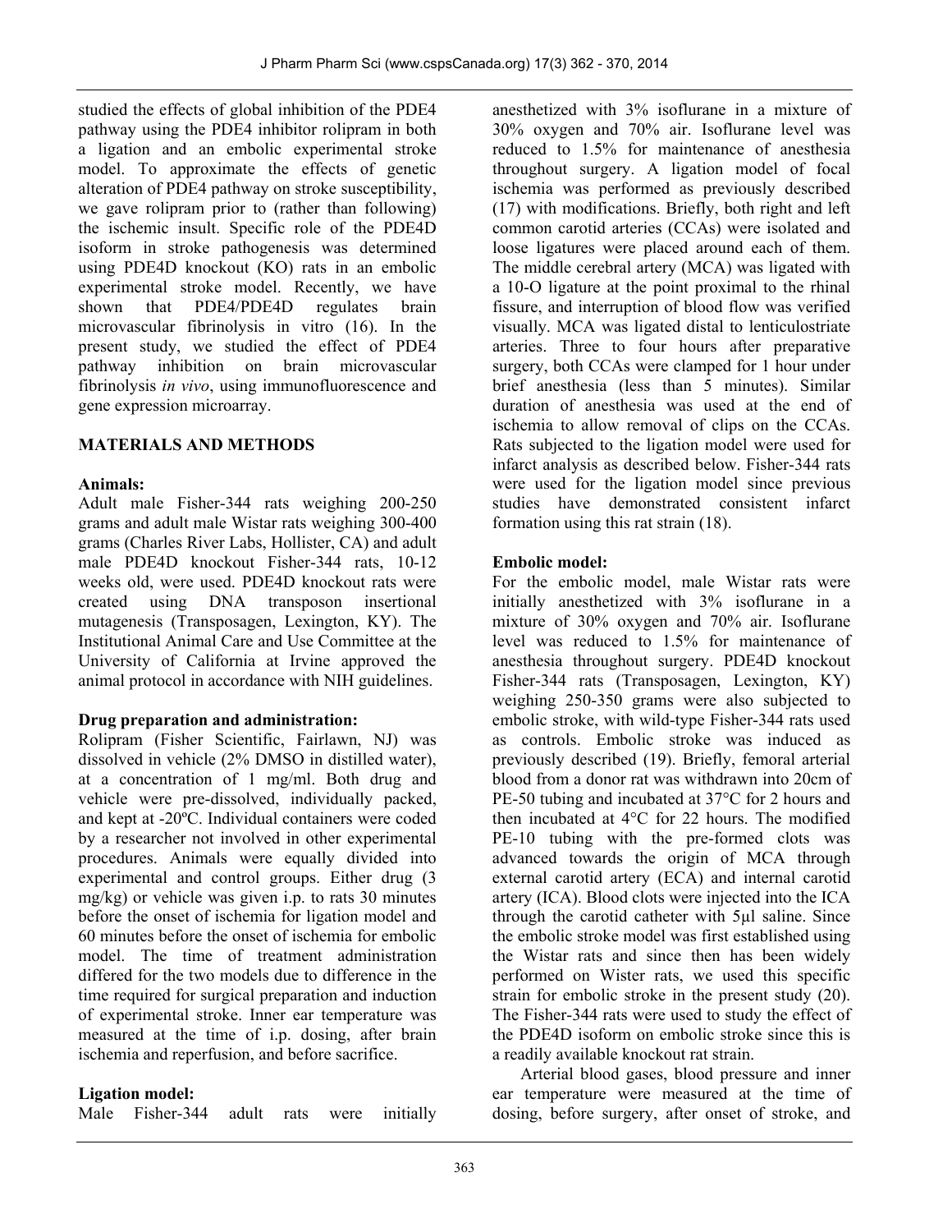studied the effects of global inhibition of the PDE4 pathway using the PDE4 inhibitor rolipram in both a ligation and an embolic experimental stroke model. To approximate the effects of genetic alteration of PDE4 pathway on stroke susceptibility, we gave rolipram prior to (rather than following) the ischemic insult. Specific role of the PDE4D isoform in stroke pathogenesis was determined using PDE4D knockout (KO) rats in an embolic experimental stroke model. Recently, we have shown that PDE4/PDE4D regulates brain microvascular fibrinolysis in vitro (16). In the present study, we studied the effect of PDE4 pathway inhibition on brain microvascular fibrinolysis *in vivo*, using immunofluorescence and gene expression microarray.

## MATERIALS AND METHODS

### Animals:

Adult male Fisher-344 rats weighing 200-250 grams and adult male Wistar rats weighing 300-400 grams (Charles River Labs, Hollister, CA) and adult male PDE4D knockout Fisher-344 rats, 10-12 weeks old, were used. PDE4D knockout rats were created using DNA transposon insertional mutagenesis (Transposagen, Lexington, KY). The Institutional Animal Care and Use Committee at the University of California at Irvine approved the animal protocol in accordance with NIH guidelines.

### Drug preparation and administration:

Rolipram (Fisher Scientific, Fairlawn, NJ) was dissolved in vehicle (2% DMSO in distilled water), at a concentration of 1 mg/ml. Both drug and vehicle were pre-dissolved, individually packed, and kept at -20ºC. Individual containers were coded by a researcher not involved in other experimental procedures. Animals were equally divided into experimental and control groups. Either drug (3 mg/kg) or vehicle was given i.p. to rats 30 minutes before the onset of ischemia for ligation model and 60 minutes before the onset of ischemia for embolic model. The time of treatment administration differed for the two models due to difference in the time required for surgical preparation and induction of experimental stroke. Inner ear temperature was measured at the time of i.p. dosing, after brain ischemia and reperfusion, and before sacrifice.

### Ligation model:

Male Fisher-344 adult rats were initially anesthetized with 3% isoflurane in a mixture of 30% oxygen and 70% air. Isoflurane level was reduced to 1.5% for maintenance of anesthesia throughout surgery. A ligation model of focal ischemia was performed as previously described (17) with modifications. Briefly, both right and left common carotid arteries (CCAs) were isolated and loose ligatures were placed around each of them. The middle cerebral artery (MCA) was ligated with a 10-O ligature at the point proximal to the rhinal fissure, and interruption of blood flow was verified visually. MCA was ligated distal to lenticulostriate arteries. Three to four hours after preparative surgery, both CCAs were clamped for 1 hour under brief anesthesia (less than 5 minutes). Similar duration of anesthesia was used at the end of ischemia to allow removal of clips on the CCAs. Rats subjected to the ligation model were used for infarct analysis as described below. Fisher-344 rats were used for the ligation model since previous studies have demonstrated consistent infarct formation using this rat strain (18).

### Embolic model:

For the embolic model, male Wistar rats were initially anesthetized with 3% isoflurane in a mixture of 30% oxygen and 70% air. Isoflurane level was reduced to 1.5% for maintenance of anesthesia throughout surgery. PDE4D knockout Fisher-344 rats (Transposagen, Lexington, KY) weighing 250-350 grams were also subjected to embolic stroke, with wild-type Fisher-344 rats used as controls. Embolic stroke was induced as previously described (19). Briefly, femoral arterial blood from a donor rat was withdrawn into 20cm of PE-50 tubing and incubated at 37°C for 2 hours and then incubated at 4°C for 22 hours. The modified PE-10 tubing with the pre-formed clots was advanced towards the origin of MCA through external carotid artery (ECA) and internal carotid artery (ICA). Blood clots were injected into the ICA through the carotid catheter with 5μl saline. Since the embolic stroke model was first established using the Wistar rats and since then has been widely performed on Wister rats, we used this specific strain for embolic stroke in the present study (20). The Fisher-344 rats were used to study the effect of the PDE4D isoform on embolic stroke since this is a readily available knockout rat strain.

Arterial blood gases, blood pressure and inner ear temperature were measured at the time of dosing, before surgery, after onset of stroke, and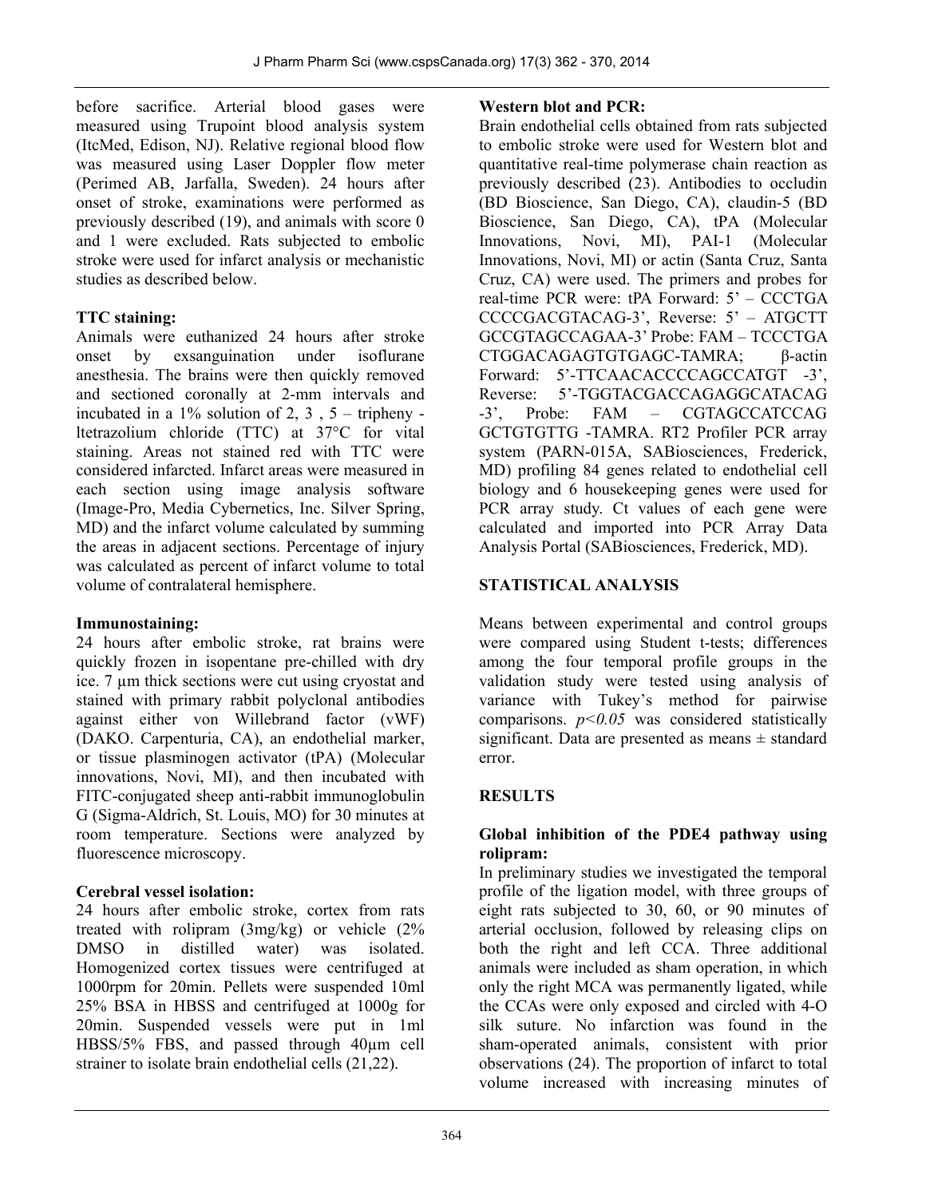before sacrifice. Arterial blood gases were measured using Trupoint blood analysis system (ItcMed, Edison, NJ). Relative regional blood flow was measured using Laser Doppler flow meter (Perimed AB, Jarfalla, Sweden). 24 hours after onset of stroke, examinations were performed as previously described (19), and animals with score 0 and 1 were excluded. Rats subjected to embolic stroke were used for infarct analysis or mechanistic studies as described below.

**TTC staining:**
Animals were euthanized 24 hours after stroke onset by exsanguination under isoflurane anesthesia. The brains were then quickly removed and sectioned coronally at 2-mm intervals and incubated in a 1% solution of 2, 3 , 5 – tripheny - ltetrazolium chloride (TTC) at 37°C for vital staining. Areas not stained red with TTC were considered infarcted. Infarct areas were measured in each section using image analysis software (Image-Pro, Media Cybernetics, Inc. Silver Spring, MD) and the infarct volume calculated by summing the areas in adjacent sections. Percentage of injury was calculated as percent of infarct volume to total volume of contralateral hemisphere.

**Immunostaining:**
24 hours after embolic stroke, rat brains were quickly frozen in isopentane pre-chilled with dry ice. 7 µm thick sections were cut using cryostat and stained with primary rabbit polyclonal antibodies against either von Willebrand factor (vWF) (DAKO. Carpenturia, CA), an endothelial marker, or tissue plasminogen activator (tPA) (Molecular innovations, Novi, MI), and then incubated with FITC-conjugated sheep anti-rabbit immunoglobulin G (Sigma-Aldrich, St. Louis, MO) for 30 minutes at room temperature. Sections were analyzed by fluorescence microscopy.

**Cerebral vessel isolation:**
24 hours after embolic stroke, cortex from rats treated with rolipram (3mg/kg) or vehicle (2% DMSO in distilled water) was isolated. Homogenized cortex tissues were centrifuged at 1000rpm for 20min. Pellets were suspended 10ml 25% BSA in HBSS and centrifuged at 1000g for 20min. Suspended vessels were put in 1ml HBSS/5% FBS, and passed through 40µm cell strainer to isolate brain endothelial cells (21,22).

**Western blot and PCR:**
Brain endothelial cells obtained from rats subjected to embolic stroke were used for Western blot and quantitative real-time polymerase chain reaction as previously described (23). Antibodies to occludin (BD Bioscience, San Diego, CA), claudin-5 (BD Bioscience, San Diego, CA), tPA (Molecular Innovations, Novi, MI), PAI-1 (Molecular Innovations, Novi, MI) or actin (Santa Cruz, Santa Cruz, CA) were used. The primers and probes for real-time PCR were: tPA Forward: 5' – CCCTGA CCCCGACGTACAG-3', Reverse: 5' – ATGCTT GCCGTAGCCAGAA-3' Probe: FAM – TCCCTGA CTGGACAGAGTGTGAGC-TAMRA; β-actin Forward: 5'-TTCAACACCCCAGCCATGT -3', Reverse: 5'-TGGTACGACCAGAGGCATACAG -3', Probe: FAM – CGTAGCCATCCAG GCTGTGTTG -TAMRA. RT2 Profiler PCR array system (PARN-015A, SABiosciences, Frederick, MD) profiling 84 genes related to endothelial cell biology and 6 housekeeping genes were used for PCR array study. Ct values of each gene were calculated and imported into PCR Array Data Analysis Portal (SABiosciences, Frederick, MD).

## STATISTICAL ANALYSIS

Means between experimental and control groups were compared using Student t-tests; differences among the four temporal profile groups in the validation study were tested using analysis of variance with Tukey's method for pairwise comparisons. $p<0.05$ was considered statistically significant. Data are presented as means ± standard error.

## RESULTS

**Global inhibition of the PDE4 pathway using rolipram:**
In preliminary studies we investigated the temporal profile of the ligation model, with three groups of eight rats subjected to 30, 60, or 90 minutes of arterial occlusion, followed by releasing clips on both the right and left CCA. Three additional animals were included as sham operation, in which only the right MCA was permanently ligated, while the CCAs were only exposed and circled with 4-O silk suture. No infarction was found in the sham-operated animals, consistent with prior observations (24). The proportion of infarct to total volume increased with increasing minutes of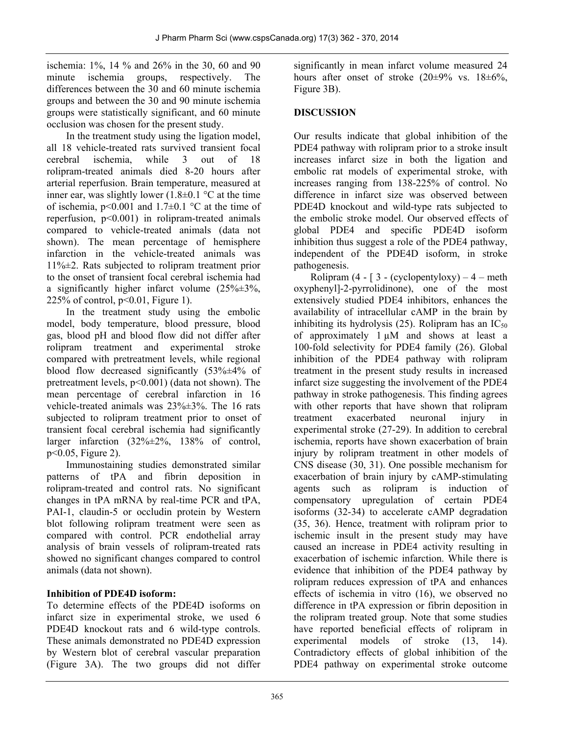ischemia: 1%, 14 % and 26% in the 30, 60 and 90 minute ischemia groups, respectively. The differences between the 30 and 60 minute ischemia groups and between the 30 and 90 minute ischemia groups were statistically significant, and 60 minute occlusion was chosen for the present study.

In the treatment study using the ligation model, all 18 vehicle-treated rats survived transient focal cerebral ischemia, while 3 out of 18 rolipram-treated animals died 8-20 hours after arterial reperfusion. Brain temperature, measured at inner ear, was slightly lower (1.8±0.1 °C at the time of ischemia, $p<0.001$ and 1.7±0.1 °C at the time of reperfusion, $p<0.001$) in rolipram-treated animals compared to vehicle-treated animals (data not shown). The mean percentage of hemisphere infarction in the vehicle-treated animals was 11%±2. Rats subjected to rolipram treatment prior to the onset of transient focal cerebral ischemia had a significantly higher infarct volume (25%±3%, 225% of control, $p<0.01$, Figure 1).

In the treatment study using the embolic model, body temperature, blood pressure, blood gas, blood pH and blood flow did not differ after rolipram treatment and experimental stroke compared with pretreatment levels, while regional blood flow decreased significantly (53%±4% of pretreatment levels, $p<0.001$) (data not shown). The mean percentage of cerebral infarction in 16 vehicle-treated animals was 23%±3%. The 16 rats subjected to rolipram treatment prior to onset of transient focal cerebral ischemia had significantly larger infarction (32%±2%, 138% of control, $p<0.05$, Figure 2).

Immunostaining studies demonstrated similar patterns of tPA and fibrin deposition in rolipram-treated and control rats. No significant changes in tPA mRNA by real-time PCR and tPA, PAI-1, claudin-5 or occludin protein by Western blot following rolipram treatment were seen as compared with control. PCR endothelial array analysis of brain vessels of rolipram-treated rats showed no significant changes compared to control animals (data not shown).

**Inhibition of PDE4D isoform:**

To determine effects of the PDE4D isoforms on infarct size in experimental stroke, we used 6 PDE4D knockout rats and 6 wild-type controls. These animals demonstrated no PDE4D expression by Western blot of cerebral vascular preparation (Figure 3A). The two groups did not differ significantly in mean infarct volume measured 24 hours after onset of stroke (20±9% vs. 18±6%, Figure 3B).

## DISCUSSION

Our results indicate that global inhibition of the PDE4 pathway with rolipram prior to a stroke insult increases infarct size in both the ligation and embolic rat models of experimental stroke, with increases ranging from 138-225% of control. No difference in infarct size was observed between PDE4D knockout and wild-type rats subjected to the embolic stroke model. Our observed effects of global PDE4 and specific PDE4D isoform inhibition thus suggest a role of the PDE4 pathway, independent of the PDE4D isoform, in stroke pathogenesis.

Rolipram (4 - [ 3 - (cyclopentyloxy) – 4 – methoxyphenyl]-2-pyrrolidinone), one of the most extensively studied PDE4 inhibitors, enhances the availability of intracellular cAMP in the brain by inhibiting its hydrolysis (25). Rolipram has an $IC_{50}$ of approximately 1 µM and shows at least a 100-fold selectivity for PDE4 family (26). Global inhibition of the PDE4 pathway with rolipram treatment in the present study results in increased infarct size suggesting the involvement of the PDE4 pathway in stroke pathogenesis. This finding agrees with other reports that have shown that rolipram treatment exacerbated neuronal injury in experimental stroke (27-29). In addition to cerebral ischemia, reports have shown exacerbation of brain injury by rolipram treatment in other models of CNS disease (30, 31). One possible mechanism for exacerbation of brain injury by cAMP-stimulating agents such as rolipram is induction of compensatory upregulation of certain PDE4 isoforms (32-34) to accelerate cAMP degradation (35, 36). Hence, treatment with rolipram prior to ischemic insult in the present study may have caused an increase in PDE4 activity resulting in exacerbation of ischemic infarction. While there is evidence that inhibition of the PDE4 pathway by rolipram reduces expression of tPA and enhances effects of ischemia in vitro (16), we observed no difference in tPA expression or fibrin deposition in the rolipram treated group. Note that some studies have reported beneficial effects of rolipram in experimental models of stroke (13, 14). Contradictory effects of global inhibition of the PDE4 pathway on experimental stroke outcome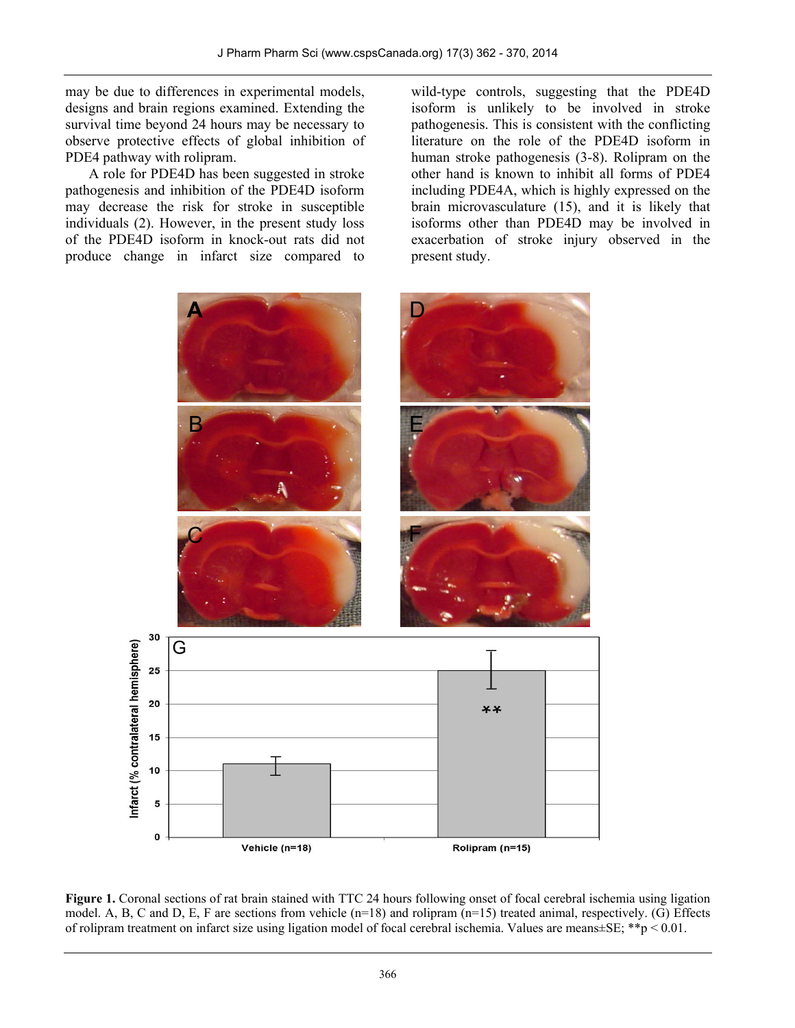may be due to differences in experimental models, designs and brain regions examined. Extending the survival time beyond 24 hours may be necessary to observe protective effects of global inhibition of PDE4 pathway with rolipram.

A role for PDE4D has been suggested in stroke pathogenesis and inhibition of the PDE4D isoform may decrease the risk for stroke in susceptible individuals (2). However, in the present study loss of the PDE4D isoform in knock-out rats did not produce change in infarct size compared to wild-type controls, suggesting that the PDE4D isoform is unlikely to be involved in stroke pathogenesis. This is consistent with the conflicting literature on the role of the PDE4D isoform in human stroke pathogenesis (3-8). Rolipram on the other hand is known to inhibit all forms of PDE4 including PDE4A, which is highly expressed on the brain microvasculature (15), and it is likely that isoforms other than PDE4D may be involved in exacerbation of stroke injury observed in the present study.

**Figure 1.** Coronal sections of rat brain stained with TTC 24 hours following onset of focal cerebral ischemia using ligation model. A, B, C and D, E, F are sections from vehicle (n=18) and rolipram (n=15) treated animal, respectively. (G) Effects of rolipram treatment on infarct size using ligation model of focal cerebral ischemia. Values are means±SE; **p < 0.01.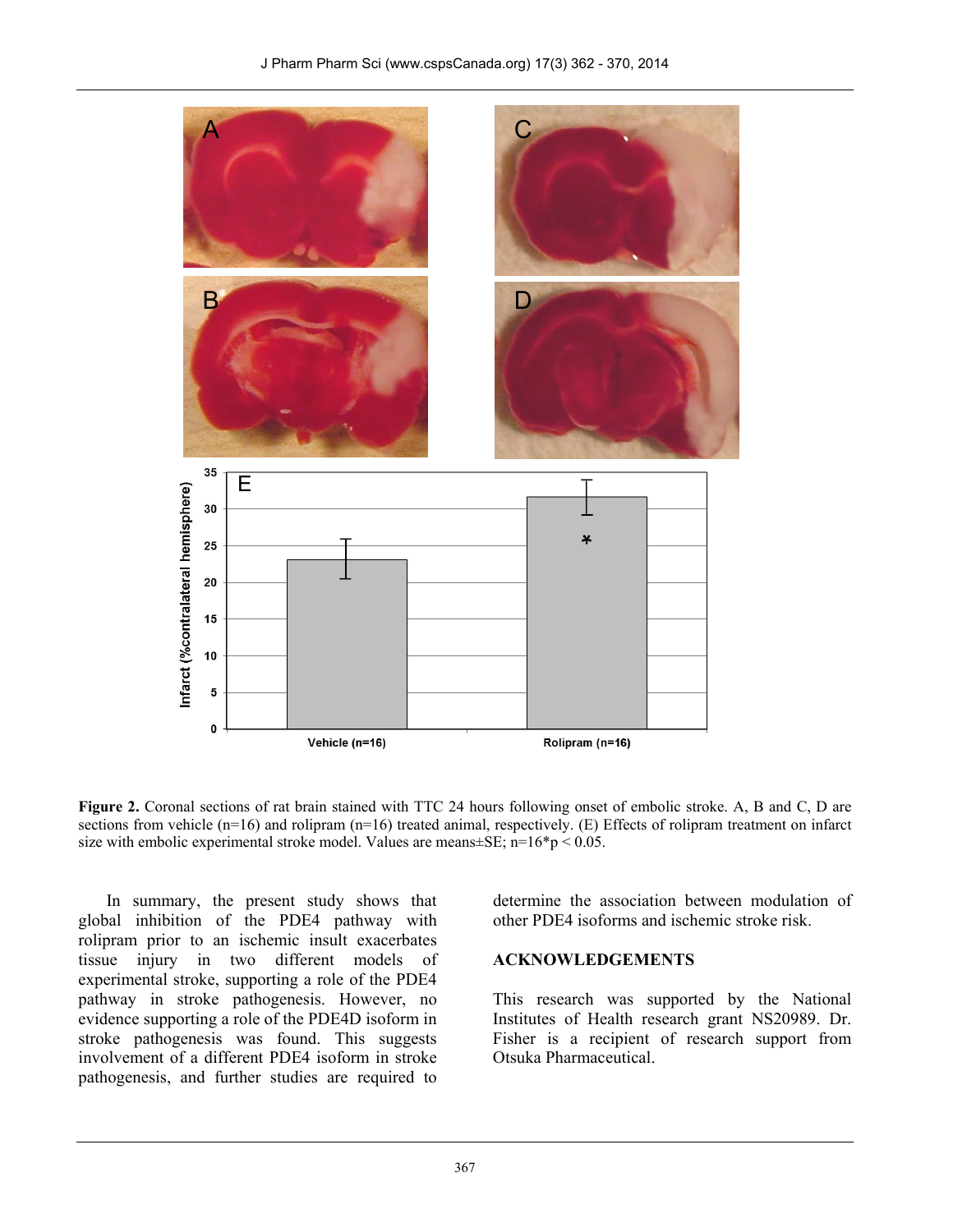**Figure 2.** Coronal sections of rat brain stained with TTC 24 hours following onset of embolic stroke. A, B and C, D are sections from vehicle (n=16) and rolipram (n=16) treated animal, respectively. (E) Effects of rolipram treatment on infarct size with embolic experimental stroke model. Values are means±SE; n=16*p < 0.05.

In summary, the present study shows that global inhibition of the PDE4 pathway with rolipram prior to an ischemic insult exacerbates tissue injury in two different models of experimental stroke, supporting a role of the PDE4 pathway in stroke pathogenesis. However, no evidence supporting a role of the PDE4D isoform in stroke pathogenesis was found. This suggests involvement of a different PDE4 isoform in stroke pathogenesis, and further studies are required to determine the association between modulation of other PDE4 isoforms and ischemic stroke risk.

## ACKNOWLEDGEMENTS

This research was supported by the National Institutes of Health research grant NS20989. Dr. Fisher is a recipient of research support from Otsuka Pharmaceutical.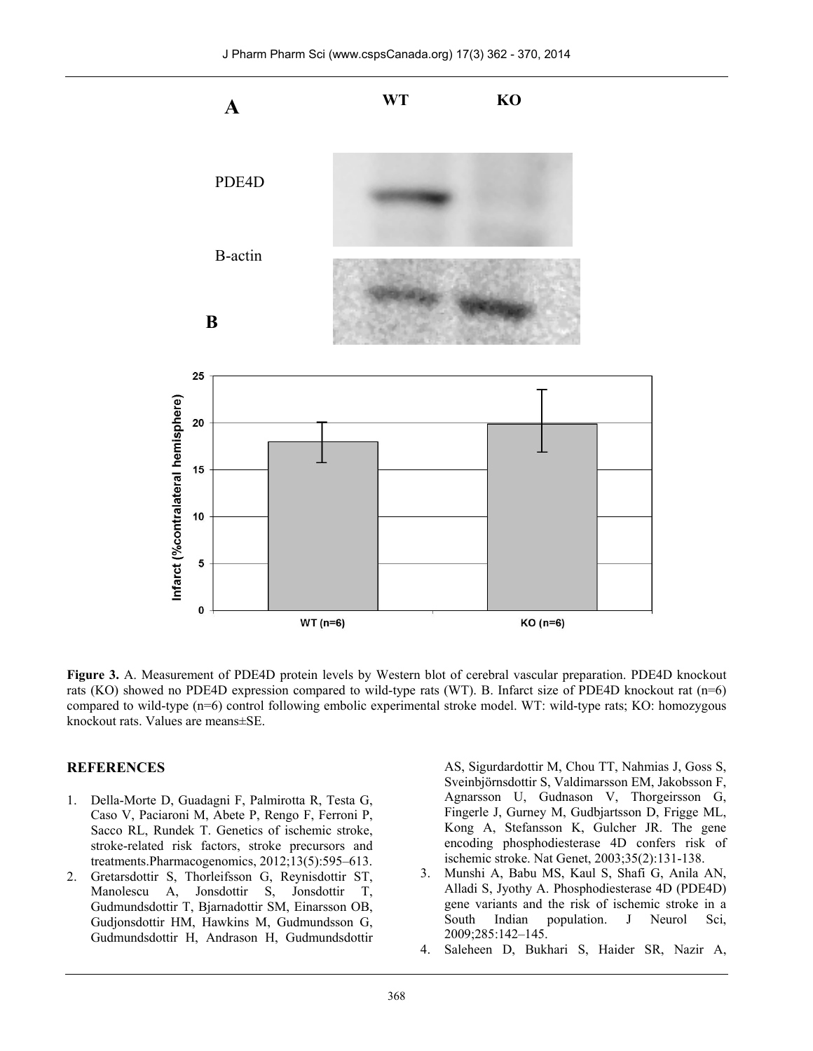**Figure 3.** A. Measurement of PDE4D protein levels by Western blot of cerebral vascular preparation. PDE4D knockout rats (KO) showed no PDE4D expression compared to wild-type rats (WT). B. Infarct size of PDE4D knockout rat (n=6) compared to wild-type (n=6) control following embolic experimental stroke model. WT: wild-type rats; KO: homozygous knockout rats. Values are means±SE.

## REFERENCES

1. Della-Morte D, Guadagni F, Palmirotta R, Testa G, Caso V, Paciaroni M, Abete P, Rengo F, Ferroni P, Sacco RL, Rundek T. Genetics of ischemic stroke, stroke-related risk factors, stroke precursors and treatments.Pharmacogenomics, 2012;13(5):595–613.
2. Gretarsdottir S, Thorleifsson G, Reynisdottir ST, Manolescu A, Jonsdottir S, Jonsdottir T, Gudmundsdottir T, Bjarnadottir SM, Einarsson OB, Gudjonsdottir HM, Hawkins M, Gudmundsson G, Gudmundsdottir H, Andrason H, Gudmundsdottir AS, Sigurdardottir M, Chou TT, Nahmias J, Goss S, Sveinbjörnsdottir S, Valdimarsson EM, Jakobsson F, Agnarsson U, Gudnason V, Thorgeirsson G, Fingerle J, Gurney M, Gudbjartsson D, Frigge ML, Kong A, Stefansson K, Gulcher JR. The gene encoding phosphodiesterase 4D confers risk of ischemic stroke. Nat Genet, 2003;35(2):131-138.
3. Munshi A, Babu MS, Kaul S, Shafi G, Anila AN, Alladi S, Jyothy A. Phosphodiesterase 4D (PDE4D) gene variants and the risk of ischemic stroke in a South Indian population. J Neurol Sci, 2009;285:142–145.
4. Saleheen D, Bukhari S, Haider SR, Nazir A,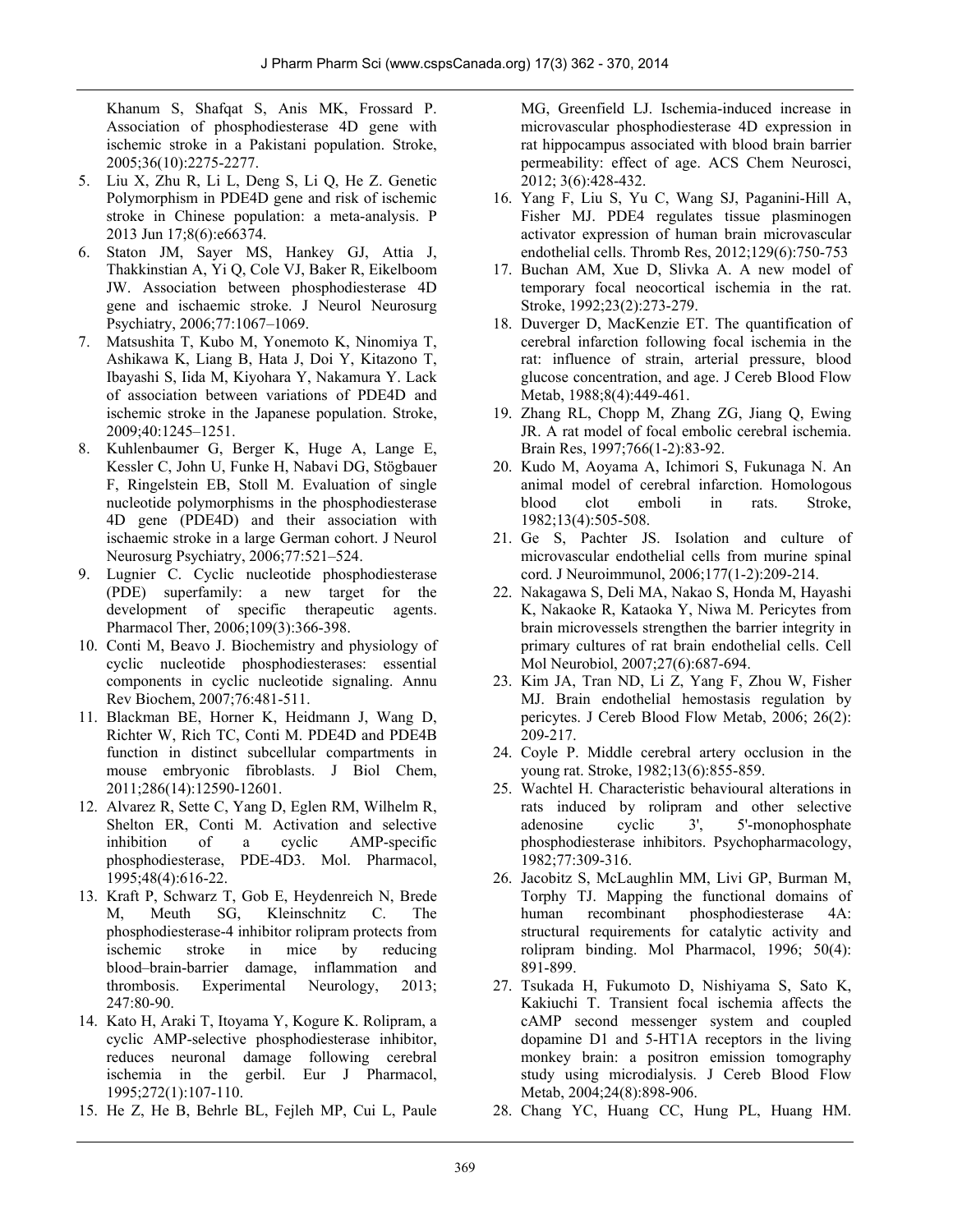Khanum S, Shafqat S, Anis MK, Frossard P. Association of phosphodiesterase 4D gene with ischemic stroke in a Pakistani population. Stroke, 2005;36(10):2275-2277.

5. Liu X, Zhu R, Li L, Deng S, Li Q, He Z. Genetic Polymorphism in PDE4D gene and risk of ischemic stroke in Chinese population: a meta-analysis. P 2013 Jun 17;8(6):e66374.
6. Staton JM, Sayer MS, Hankey GJ, Attia J, Thakkinstian A, Yi Q, Cole VJ, Baker R, Eikelboom JW. Association between phosphodiesterase 4D gene and ischaemic stroke. J Neurol Neurosurg Psychiatry, 2006;77:1067–1069.
7. Matsushita T, Kubo M, Yonemoto K, Ninomiya T, Ashikawa K, Liang B, Hata J, Doi Y, Kitazono T, Ibayashi S, Iida M, Kiyohara Y, Nakamura Y. Lack of association between variations of PDE4D and ischemic stroke in the Japanese population. Stroke, 2009;40:1245–1251.
8. Kuhlenbaumer G, Berger K, Huge A, Lange E, Kessler C, John U, Funke H, Nabavi DG, Stögbauer F, Ringelstein EB, Stoll M. Evaluation of single nucleotide polymorphisms in the phosphodiesterase 4D gene (PDE4D) and their association with ischaemic stroke in a large German cohort. J Neurol Neurosurg Psychiatry, 2006;77:521–524.
9. Lugnier C. Cyclic nucleotide phosphodiesterase (PDE) superfamily: a new target for the development of specific therapeutic agents. Pharmacol Ther, 2006;109(3):366-398.
10. Conti M, Beavo J. Biochemistry and physiology of cyclic nucleotide phosphodiesterases: essential components in cyclic nucleotide signaling. Annu Rev Biochem, 2007;76:481-511.
11. Blackman BE, Horner K, Heidmann J, Wang D, Richter W, Rich TC, Conti M. PDE4D and PDE4B function in distinct subcellular compartments in mouse embryonic fibroblasts. J Biol Chem, 2011;286(14):12590-12601.
12. Alvarez R, Sette C, Yang D, Eglen RM, Wilhelm R, Shelton ER, Conti M. Activation and selective inhibition of a cyclic AMP-specific phosphodiesterase, PDE-4D3. Mol. Pharmacol, 1995;48(4):616-22.
13. Kraft P, Schwarz T, Gob E, Heydenreich N, Brede M, Meuth SG, Kleinschnitz C. The phosphodiesterase-4 inhibitor rolipram protects from ischemic stroke in mice by reducing blood–brain-barrier damage, inflammation and thrombosis. Experimental Neurology, 2013; 247:80-90.
14. Kato H, Araki T, Itoyama Y, Kogure K. Rolipram, a cyclic AMP-selective phosphodiesterase inhibitor, reduces neuronal damage following cerebral ischemia in the gerbil. Eur J Pharmacol, 1995;272(1):107-110.
15. He Z, He B, Behrle BL, Fejleh MP, Cui L, Paule MG, Greenfield LJ. Ischemia-induced increase in microvascular phosphodiesterase 4D expression in rat hippocampus associated with blood brain barrier permeability: effect of age. ACS Chem Neurosci, 2012; 3(6):428-432.
16. Yang F, Liu S, Yu C, Wang SJ, Paganini-Hill A, Fisher MJ. PDE4 regulates tissue plasminogen activator expression of human brain microvascular endothelial cells. Thromb Res, 2012;129(6):750-753
17. Buchan AM, Xue D, Slivka A. A new model of temporary focal neocortical ischemia in the rat. Stroke, 1992;23(2):273-279.
18. Duverger D, MacKenzie ET. The quantification of cerebral infarction following focal ischemia in the rat: influence of strain, arterial pressure, blood glucose concentration, and age. J Cereb Blood Flow Metab, 1988;8(4):449-461.
19. Zhang RL, Chopp M, Zhang ZG, Jiang Q, Ewing JR. A rat model of focal embolic cerebral ischemia. Brain Res, 1997;766(1-2):83-92.
20. Kudo M, Aoyama A, Ichimori S, Fukunaga N. An animal model of cerebral infarction. Homologous blood clot emboli in rats. Stroke, 1982;13(4):505-508.
21. Ge S, Pachter JS. Isolation and culture of microvascular endothelial cells from murine spinal cord. J Neuroimmunol, 2006;177(1-2):209-214.
22. Nakagawa S, Deli MA, Nakao S, Honda M, Hayashi K, Nakaoke R, Kataoka Y, Niwa M. Pericytes from brain microvessels strengthen the barrier integrity in primary cultures of rat brain endothelial cells. Cell Mol Neurobiol, 2007;27(6):687-694.
23. Kim JA, Tran ND, Li Z, Yang F, Zhou W, Fisher MJ. Brain endothelial hemostasis regulation by pericytes. J Cereb Blood Flow Metab, 2006; 26(2): 209-217.
24. Coyle P. Middle cerebral artery occlusion in the young rat. Stroke, 1982;13(6):855-859.
25. Wachtel H. Characteristic behavioural alterations in rats induced by rolipram and other selective adenosine cyclic 3', 5'-monophosphate phosphodiesterase inhibitors. Psychopharmacology, 1982;77:309-316.
26. Jacobitz S, McLaughlin MM, Livi GP, Burman M, Torphy TJ. Mapping the functional domains of human recombinant phosphodiesterase 4A: structural requirements for catalytic activity and rolipram binding. Mol Pharmacol, 1996; 50(4): 891-899.
27. Tsukada H, Fukumoto D, Nishiyama S, Sato K, Kakiuchi T. Transient focal ischemia affects the cAMP second messenger system and coupled dopamine D1 and 5-HT1A receptors in the living monkey brain: a positron emission tomography study using microdialysis. J Cereb Blood Flow Metab, 2004;24(8):898-906.
28. Chang YC, Huang CC, Hung PL, Huang HM.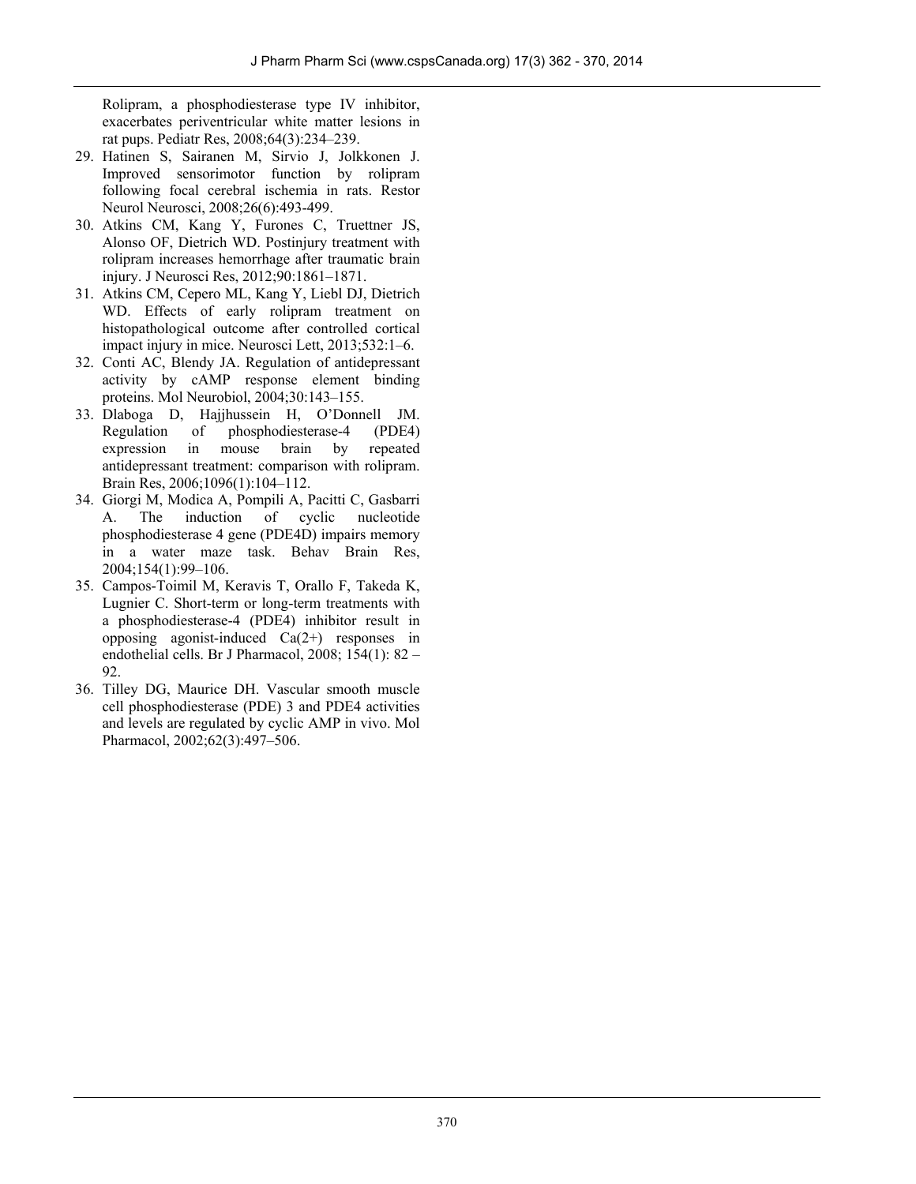Rolipram, a phosphodiesterase type IV inhibitor, exacerbates periventricular white matter lesions in rat pups. Pediatr Res, 2008;64(3):234–239.

29. Hatinen S, Sairanen M, Sirvio J, Jolkkonen J. Improved sensorimotor function by rolipram following focal cerebral ischemia in rats. Restor Neurol Neurosci, 2008;26(6):493-499.
30. Atkins CM, Kang Y, Furones C, Truettner JS, Alonso OF, Dietrich WD. Postinjury treatment with rolipram increases hemorrhage after traumatic brain injury. J Neurosci Res, 2012;90:1861–1871.
31. Atkins CM, Cepero ML, Kang Y, Liebl DJ, Dietrich WD. Effects of early rolipram treatment on histopathological outcome after controlled cortical impact injury in mice. Neurosci Lett, 2013;532:1–6.
32. Conti AC, Blendy JA. Regulation of antidepressant activity by cAMP response element binding proteins. Mol Neurobiol, 2004;30:143–155.
33. Dlaboga D, Hajjhussein H, O'Donnell JM. Regulation of phosphodiesterase-4 (PDE4) expression in mouse brain by repeated antidepressant treatment: comparison with rolipram. Brain Res, 2006;1096(1):104–112.
34. Giorgi M, Modica A, Pompili A, Pacitti C, Gasbarri A. The induction of cyclic nucleotide phosphodiesterase 4 gene (PDE4D) impairs memory in a water maze task. Behav Brain Res, 2004;154(1):99–106.
35. Campos-Toimil M, Keravis T, Orallo F, Takeda K, Lugnier C. Short-term or long-term treatments with a phosphodiesterase-4 (PDE4) inhibitor result in opposing agonist-induced Ca(2+) responses in endothelial cells. Br J Pharmacol, 2008; 154(1): 82 – 92.
36. Tilley DG, Maurice DH. Vascular smooth muscle cell phosphodiesterase (PDE) 3 and PDE4 activities and levels are regulated by cyclic AMP in vivo. Mol Pharmacol, 2002;62(3):497–506.